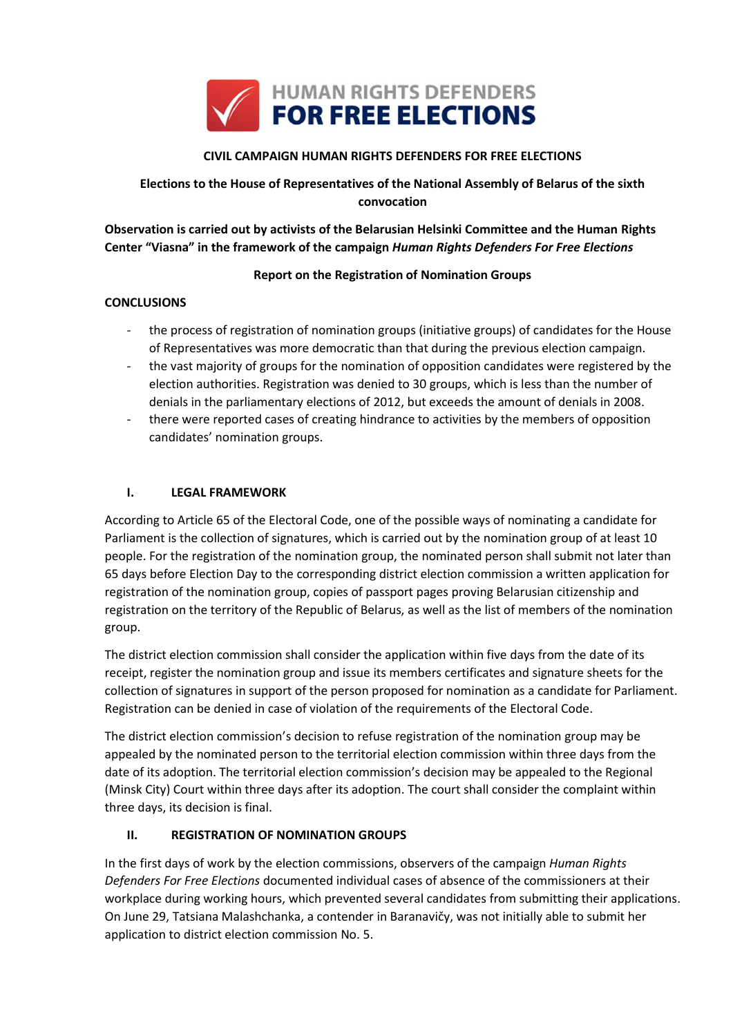**HUMAN RIGHTS DEFENDERS FOR FREE ELECTIONS**

**CIVIL CAMPAIGN HUMAN RIGHTS DEFENDERS FOR FREE ELECTIONS**

**Elections to the House of Representatives of the National Assembly of Belarus of the sixth convocation**

**Observation is carried out by activists of the Belarusian Helsinki Committee and the Human Rights Center "Viasna" in the framework of the campaign *Human Rights Defenders For Free Elections***

**Report on the Registration of Nomination Groups**

**CONCLUSIONS**

- the process of registration of nomination groups (initiative groups) of candidates for the House of Representatives was more democratic than that during the previous election campaign.
- the vast majority of groups for the nomination of opposition candidates were registered by the election authorities. Registration was denied to 30 groups, which is less than the number of denials in the parliamentary elections of 2012, but exceeds the amount of denials in 2008.
- there were reported cases of creating hindrance to activities by the members of opposition candidates' nomination groups.

## I. LEGAL FRAMEWORK

According to Article 65 of the Electoral Code, one of the possible ways of nominating a candidate for Parliament is the collection of signatures, which is carried out by the nomination group of at least 10 people. For the registration of the nomination group, the nominated person shall submit not later than 65 days before Election Day to the corresponding district election commission a written application for registration of the nomination group, copies of passport pages proving Belarusian citizenship and registration on the territory of the Republic of Belarus, as well as the list of members of the nomination group.

The district election commission shall consider the application within five days from the date of its receipt, register the nomination group and issue its members certificates and signature sheets for the collection of signatures in support of the person proposed for nomination as a candidate for Parliament. Registration can be denied in case of violation of the requirements of the Electoral Code.

The district election commission's decision to refuse registration of the nomination group may be appealed by the nominated person to the territorial election commission within three days from the date of its adoption. The territorial election commission's decision may be appealed to the Regional (Minsk City) Court within three days after its adoption. The court shall consider the complaint within three days, its decision is final.

## II. REGISTRATION OF NOMINATION GROUPS

In the first days of work by the election commissions, observers of the campaign *Human Rights Defenders For Free Elections* documented individual cases of absence of the commissioners at their workplace during working hours, which prevented several candidates from submitting their applications. On June 29, Tatsiana Malashchanka, a contender in Baranavičy, was not initially able to submit her application to district election commission No. 5.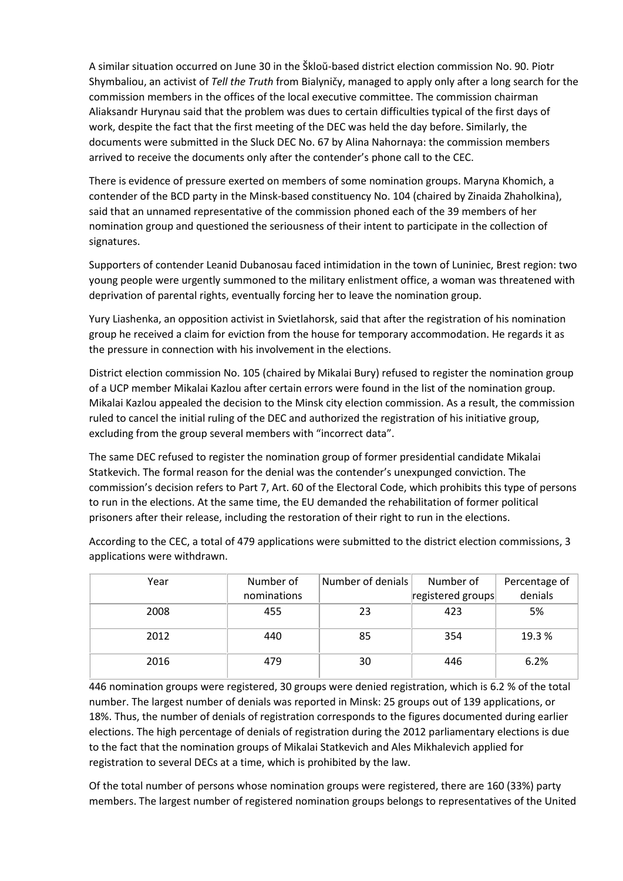A similar situation occurred on June 30 in the Škloŭ-based district election commission No. 90. Piotr Shymbaliou, an activist of *Tell the Truth* from Bialyničy, managed to apply only after a long search for the commission members in the offices of the local executive committee. The commission chairman Aliaksandr Hurynau said that the problem was dues to certain difficulties typical of the first days of work, despite the fact that the first meeting of the DEC was held the day before. Similarly, the documents were submitted in the Sluck DEC No. 67 by Alina Nahornaya: the commission members arrived to receive the documents only after the contender's phone call to the CEC.

There is evidence of pressure exerted on members of some nomination groups. Maryna Khomich, a contender of the BCD party in the Minsk-based constituency No. 104 (chaired by Zinaida Zhaholkina), said that an unnamed representative of the commission phoned each of the 39 members of her nomination group and questioned the seriousness of their intent to participate in the collection of signatures.

Supporters of contender Leanid Dubanosau faced intimidation in the town of Luniniec, Brest region: two young people were urgently summoned to the military enlistment office, a woman was threatened with deprivation of parental rights, eventually forcing her to leave the nomination group.

Yury Liashenka, an opposition activist in Svietlahorsk, said that after the registration of his nomination group he received a claim for eviction from the house for temporary accommodation. He regards it as the pressure in connection with his involvement in the elections.

District election commission No. 105 (chaired by Mikalai Bury) refused to register the nomination group of a UCP member Mikalai Kazlou after certain errors were found in the list of the nomination group. Mikalai Kazlou appealed the decision to the Minsk city election commission. As a result, the commission ruled to cancel the initial ruling of the DEC and authorized the registration of his initiative group, excluding from the group several members with "incorrect data".

The same DEC refused to register the nomination group of former presidential candidate Mikalai Statkevich. The formal reason for the denial was the contender's unexpunged conviction. The commission's decision refers to Part 7, Art. 60 of the Electoral Code, which prohibits this type of persons to run in the elections. At the same time, the EU demanded the rehabilitation of former political prisoners after their release, including the restoration of their right to run in the elections.

According to the CEC, a total of 479 applications were submitted to the district election commissions, 3 applications were withdrawn.

| Year | Number of nominations | Number of denials | Number of registered groups | Percentage of denials |
|---|---|---|---|---|
| 2008 | 455 | 23 | 423 | 5% |
| 2012 | 440 | 85 | 354 | 19.3 % |
| 2016 | 479 | 30 | 446 | 6.2% |

446 nomination groups were registered, 30 groups were denied registration, which is 6.2 % of the total number. The largest number of denials was reported in Minsk: 25 groups out of 139 applications, or 18%. Thus, the number of denials of registration corresponds to the figures documented during earlier elections. The high percentage of denials of registration during the 2012 parliamentary elections is due to the fact that the nomination groups of Mikalai Statkevich and Ales Mikhalevich applied for registration to several DECs at a time, which is prohibited by the law.

Of the total number of persons whose nomination groups were registered, there are 160 (33%) party members. The largest number of registered nomination groups belongs to representatives of the United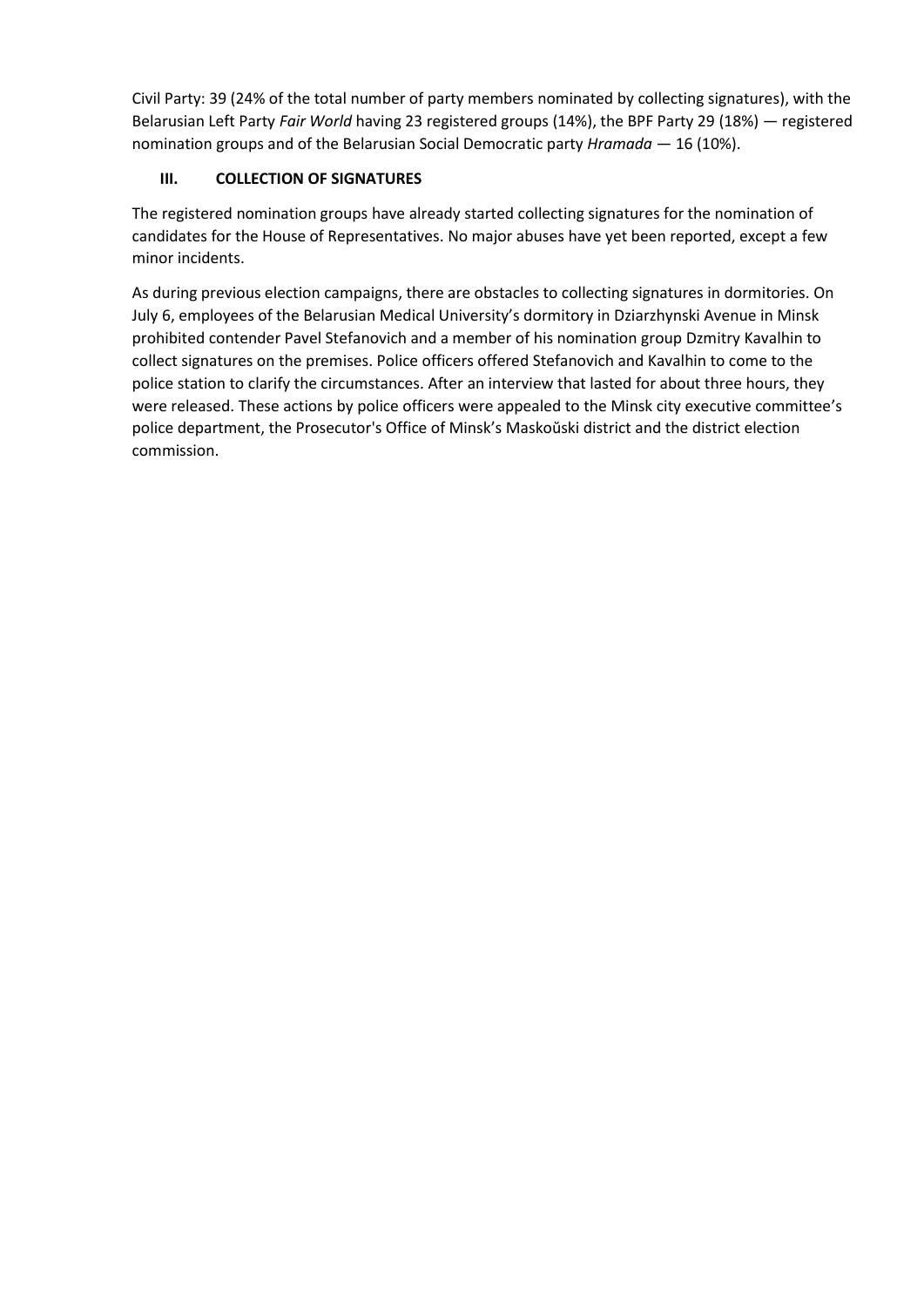Civil Party: 39 (24% of the total number of party members nominated by collecting signatures), with the Belarusian Left Party *Fair World* having 23 registered groups (14%), the BPF Party 29 (18%) — registered nomination groups and of the Belarusian Social Democratic party *Hramada* — 16 (10%).

## III. COLLECTION OF SIGNATURES

The registered nomination groups have already started collecting signatures for the nomination of candidates for the House of Representatives. No major abuses have yet been reported, except a few minor incidents.

As during previous election campaigns, there are obstacles to collecting signatures in dormitories. On July 6, employees of the Belarusian Medical University's dormitory in Dziarzhynski Avenue in Minsk prohibited contender Pavel Stefanovich and a member of his nomination group Dzmitry Kavalhin to collect signatures on the premises. Police officers offered Stefanovich and Kavalhin to come to the police station to clarify the circumstances. After an interview that lasted for about three hours, they were released. These actions by police officers were appealed to the Minsk city executive committee's police department, the Prosecutor's Office of Minsk's Maskoŭski district and the district election commission.